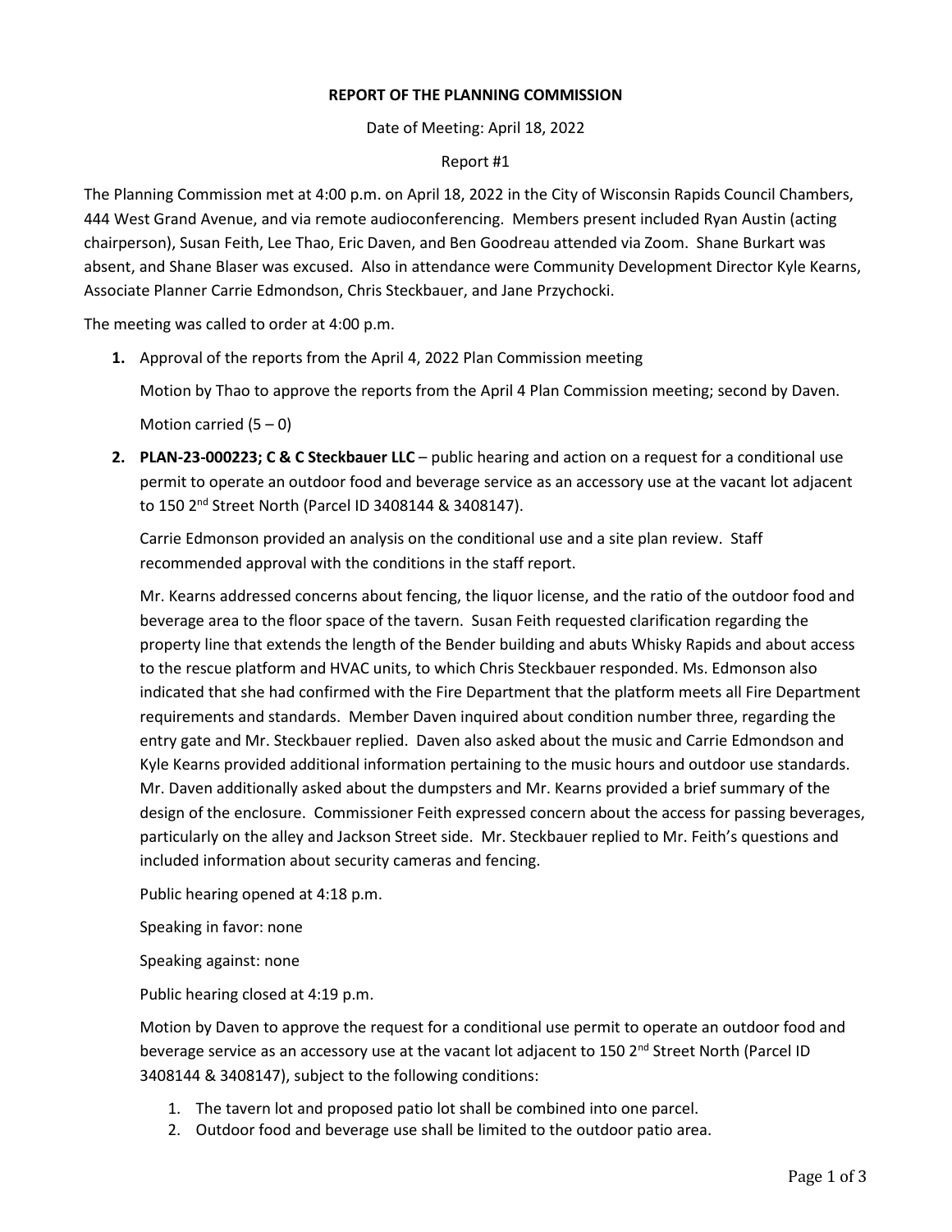**REPORT OF THE PLANNING COMMISSION**

Date of Meeting: April 18, 2022

Report #1

The Planning Commission met at 4:00 p.m. on April 18, 2022 in the City of Wisconsin Rapids Council Chambers, 444 West Grand Avenue, and via remote audioconferencing. Members present included Ryan Austin (acting chairperson), Susan Feith, Lee Thao, Eric Daven, and Ben Goodreau attended via Zoom. Shane Burkart was absent, and Shane Blaser was excused. Also in attendance were Community Development Director Kyle Kearns, Associate Planner Carrie Edmondson, Chris Steckbauer, and Jane Przychocki.

The meeting was called to order at 4:00 p.m.

1. Approval of the reports from the April 4, 2022 Plan Commission meeting

   Motion by Thao to approve the reports from the April 4 Plan Commission meeting; second by Daven.

   Motion carried (5 – 0)

2. **PLAN-23-000223; C & C Steckbauer LLC** – public hearing and action on a request for a conditional use permit to operate an outdoor food and beverage service as an accessory use at the vacant lot adjacent to 150 2nd Street North (Parcel ID 3408144 & 3408147).

   Carrie Edmonson provided an analysis on the conditional use and a site plan review. Staff recommended approval with the conditions in the staff report.

   Mr. Kearns addressed concerns about fencing, the liquor license, and the ratio of the outdoor food and beverage area to the floor space of the tavern. Susan Feith requested clarification regarding the property line that extends the length of the Bender building and abuts Whisky Rapids and about access to the rescue platform and HVAC units, to which Chris Steckbauer responded. Ms. Edmonson also indicated that she had confirmed with the Fire Department that the platform meets all Fire Department requirements and standards. Member Daven inquired about condition number three, regarding the entry gate and Mr. Steckbauer replied. Daven also asked about the music and Carrie Edmondson and Kyle Kearns provided additional information pertaining to the music hours and outdoor use standards. Mr. Daven additionally asked about the dumpsters and Mr. Kearns provided a brief summary of the design of the enclosure. Commissioner Feith expressed concern about the access for passing beverages, particularly on the alley and Jackson Street side. Mr. Steckbauer replied to Mr. Feith's questions and included information about security cameras and fencing.

   Public hearing opened at 4:18 p.m.

   Speaking in favor: none

   Speaking against: none

   Public hearing closed at 4:19 p.m.

   Motion by Daven to approve the request for a conditional use permit to operate an outdoor food and beverage service as an accessory use at the vacant lot adjacent to 150 2nd Street North (Parcel ID 3408144 & 3408147), subject to the following conditions:

   1. The tavern lot and proposed patio lot shall be combined into one parcel.
   2. Outdoor food and beverage use shall be limited to the outdoor patio area.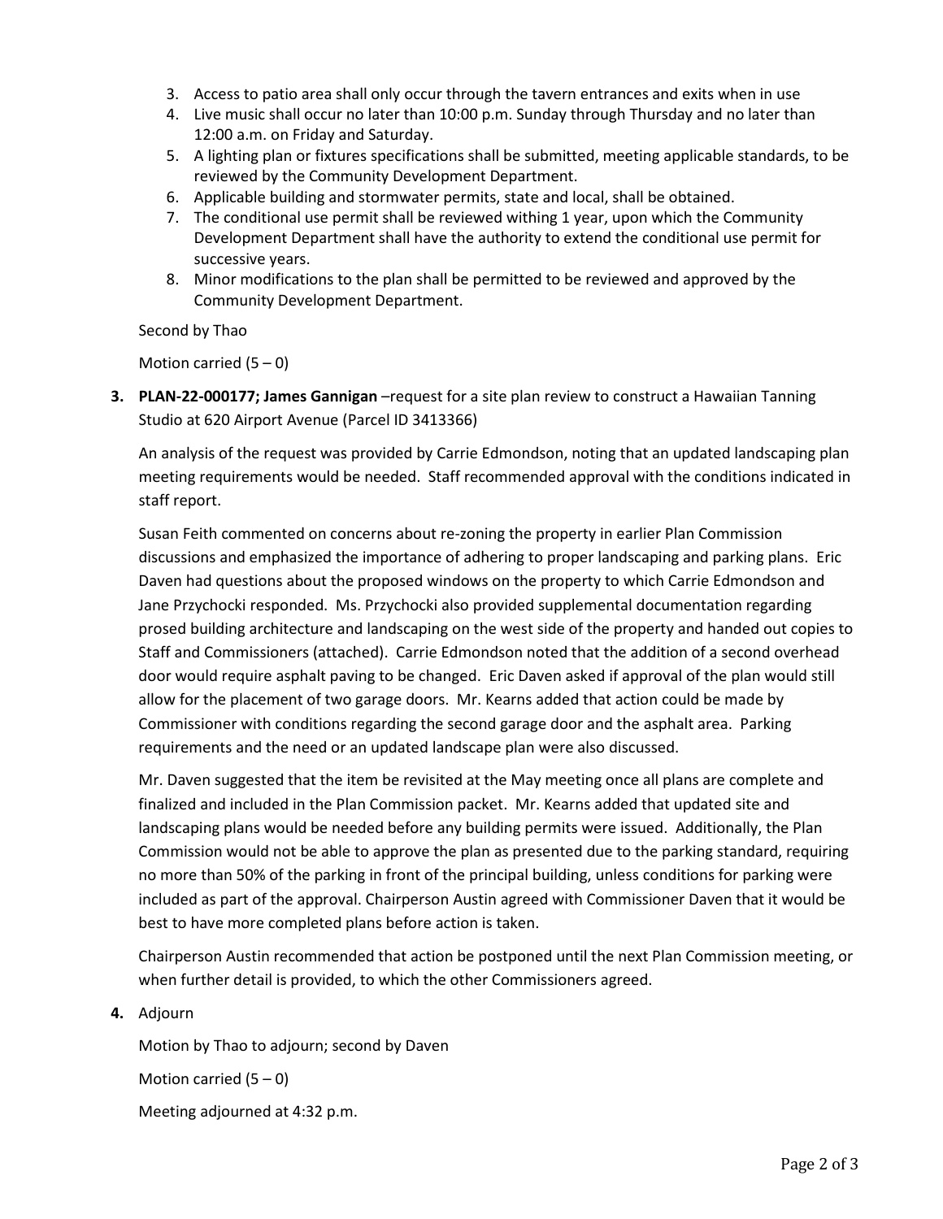3. Access to patio area shall only occur through the tavern entrances and exits when in use
4. Live music shall occur no later than 10:00 p.m. Sunday through Thursday and no later than 12:00 a.m. on Friday and Saturday.
5. A lighting plan or fixtures specifications shall be submitted, meeting applicable standards, to be reviewed by the Community Development Department.
6. Applicable building and stormwater permits, state and local, shall be obtained.
7. The conditional use permit shall be reviewed withing 1 year, upon which the Community Development Department shall have the authority to extend the conditional use permit for successive years.
8. Minor modifications to the plan shall be permitted to be reviewed and approved by the Community Development Department.

Second by Thao

Motion carried (5 – 0)

**3. PLAN-22-000177; James Gannigan** –request for a site plan review to construct a Hawaiian Tanning Studio at 620 Airport Avenue (Parcel ID 3413366)

An analysis of the request was provided by Carrie Edmondson, noting that an updated landscaping plan meeting requirements would be needed. Staff recommended approval with the conditions indicated in staff report.

Susan Feith commented on concerns about re-zoning the property in earlier Plan Commission discussions and emphasized the importance of adhering to proper landscaping and parking plans. Eric Daven had questions about the proposed windows on the property to which Carrie Edmondson and Jane Przychocki responded. Ms. Przychocki also provided supplemental documentation regarding prosed building architecture and landscaping on the west side of the property and handed out copies to Staff and Commissioners (attached). Carrie Edmondson noted that the addition of a second overhead door would require asphalt paving to be changed. Eric Daven asked if approval of the plan would still allow for the placement of two garage doors. Mr. Kearns added that action could be made by Commissioner with conditions regarding the second garage door and the asphalt area. Parking requirements and the need or an updated landscape plan were also discussed.

Mr. Daven suggested that the item be revisited at the May meeting once all plans are complete and finalized and included in the Plan Commission packet. Mr. Kearns added that updated site and landscaping plans would be needed before any building permits were issued. Additionally, the Plan Commission would not be able to approve the plan as presented due to the parking standard, requiring no more than 50% of the parking in front of the principal building, unless conditions for parking were included as part of the approval. Chairperson Austin agreed with Commissioner Daven that it would be best to have more completed plans before action is taken.

Chairperson Austin recommended that action be postponed until the next Plan Commission meeting, or when further detail is provided, to which the other Commissioners agreed.

**4.** Adjourn

Motion by Thao to adjourn; second by Daven

Motion carried (5 – 0)

Meeting adjourned at 4:32 p.m.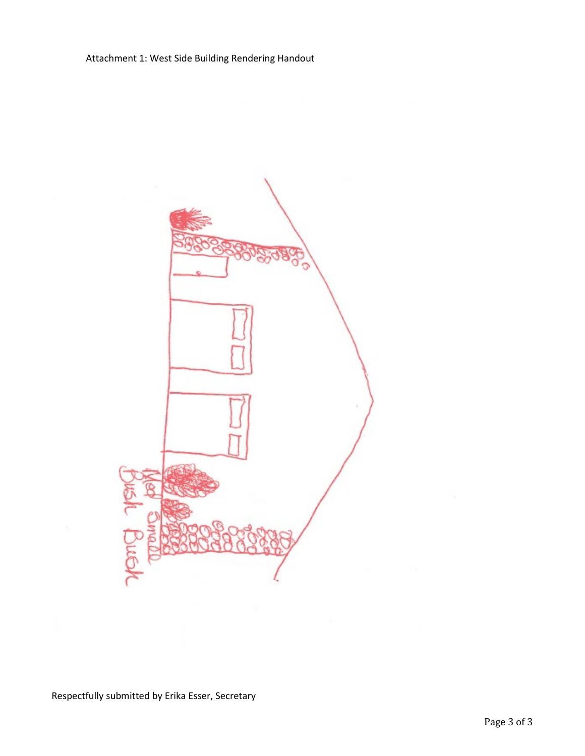Attachment 1: West Side Building Rendering Handout

Med Bush

Small Bush

Respectfully submitted by Erika Esser, Secretary